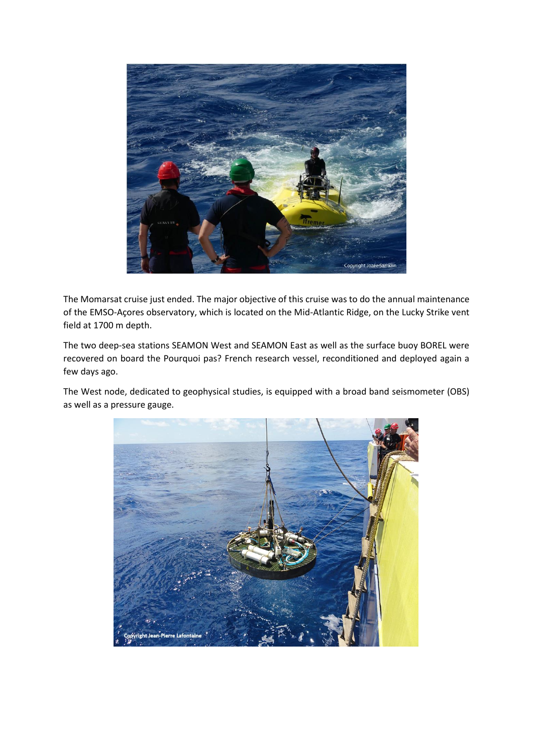The Momarsat cruise just ended. The major objective of this cruise was to do the annual maintenance of the EMSO-Açores observatory, which is located on the Mid-Atlantic Ridge, on the Lucky Strike vent field at 1700 m depth.

The two deep-sea stations SEAMON West and SEAMON East as well as the surface buoy BOREL were recovered on board the Pourquoi pas? French research vessel, reconditioned and deployed again a few days ago.

The West node, dedicated to geophysical studies, is equipped with a broad band seismometer (OBS) as well as a pressure gauge.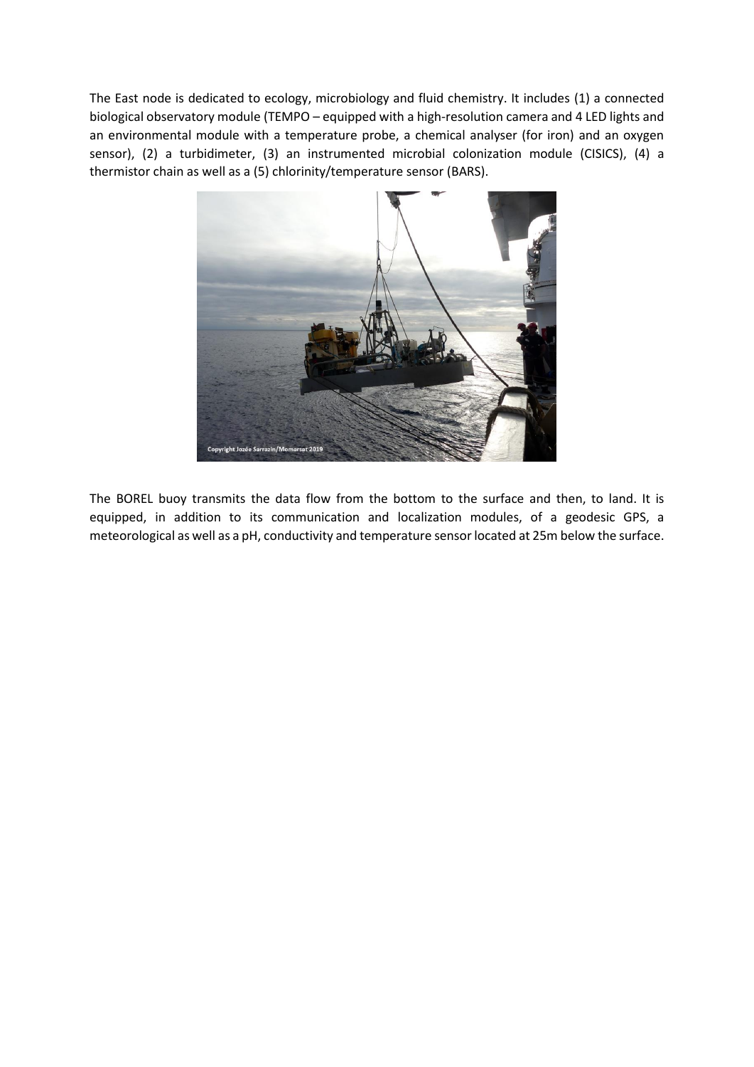The East node is dedicated to ecology, microbiology and fluid chemistry. It includes (1) a connected biological observatory module (TEMPO – equipped with a high-resolution camera and 4 LED lights and an environmental module with a temperature probe, a chemical analyser (for iron) and an oxygen sensor), (2) a turbidimeter, (3) an instrumented microbial colonization module (CISICS), (4) a thermistor chain as well as a (5) chlorinity/temperature sensor (BARS).

The BOREL buoy transmits the data flow from the bottom to the surface and then, to land. It is equipped, in addition to its communication and localization modules, of a geodesic GPS, a meteorological as well as a pH, conductivity and temperature sensor located at 25m below the surface.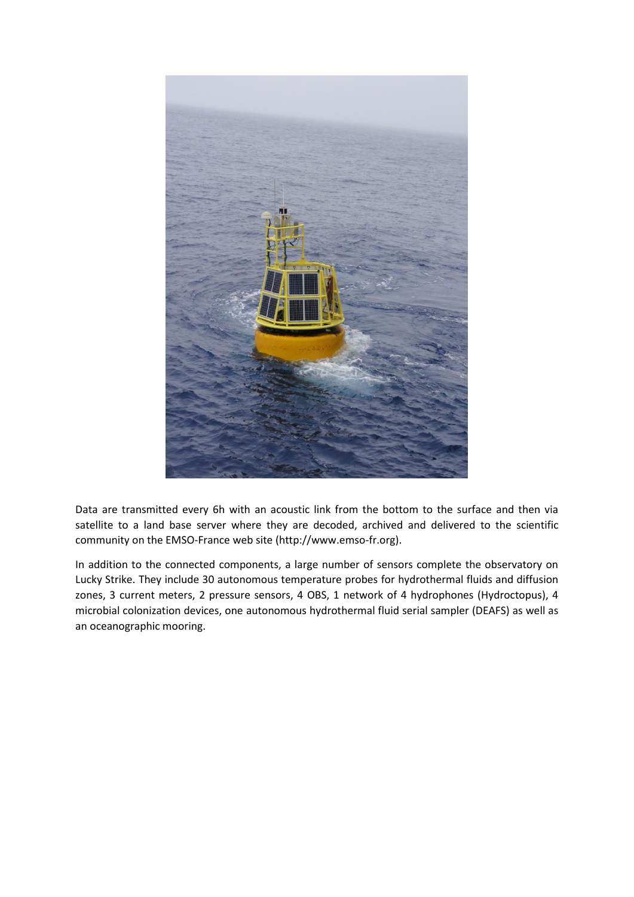Data are transmitted every 6h with an acoustic link from the bottom to the surface and then via satellite to a land base server where they are decoded, archived and delivered to the scientific community on the EMSO-France web site (http://www.emso-fr.org).

In addition to the connected components, a large number of sensors complete the observatory on Lucky Strike. They include 30 autonomous temperature probes for hydrothermal fluids and diffusion zones, 3 current meters, 2 pressure sensors, 4 OBS, 1 network of 4 hydrophones (Hydroctopus), 4 microbial colonization devices, one autonomous hydrothermal fluid serial sampler (DEAFS) as well as an oceanographic mooring.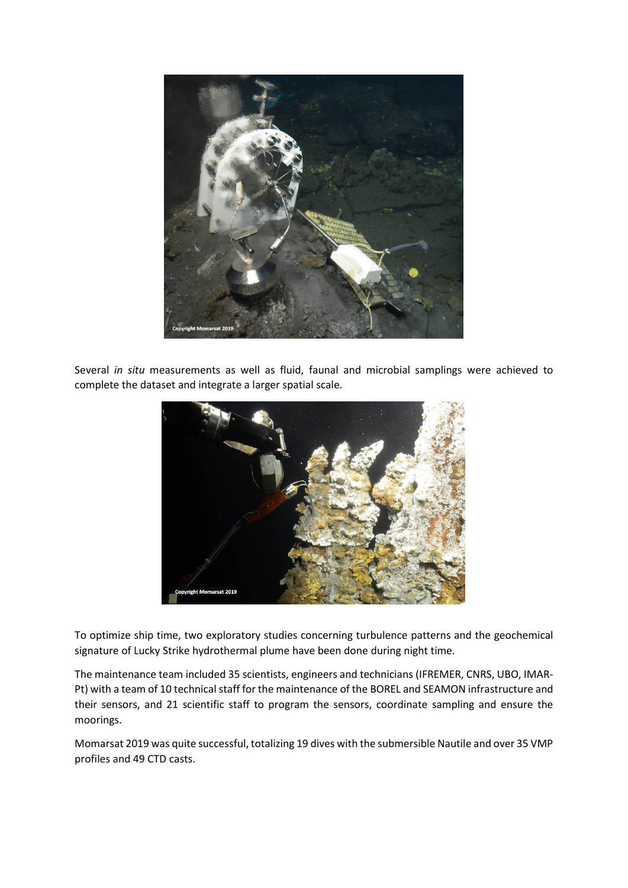Several *in situ* measurements as well as fluid, faunal and microbial samplings were achieved to complete the dataset and integrate a larger spatial scale.

To optimize ship time, two exploratory studies concerning turbulence patterns and the geochemical signature of Lucky Strike hydrothermal plume have been done during night time.

The maintenance team included 35 scientists, engineers and technicians (IFREMER, CNRS, UBO, IMAR-Pt) with a team of 10 technical staff for the maintenance of the BOREL and SEAMON infrastructure and their sensors, and 21 scientific staff to program the sensors, coordinate sampling and ensure the moorings.

Momarsat 2019 was quite successful, totalizing 19 dives with the submersible Nautile and over 35 VMP profiles and 49 CTD casts.